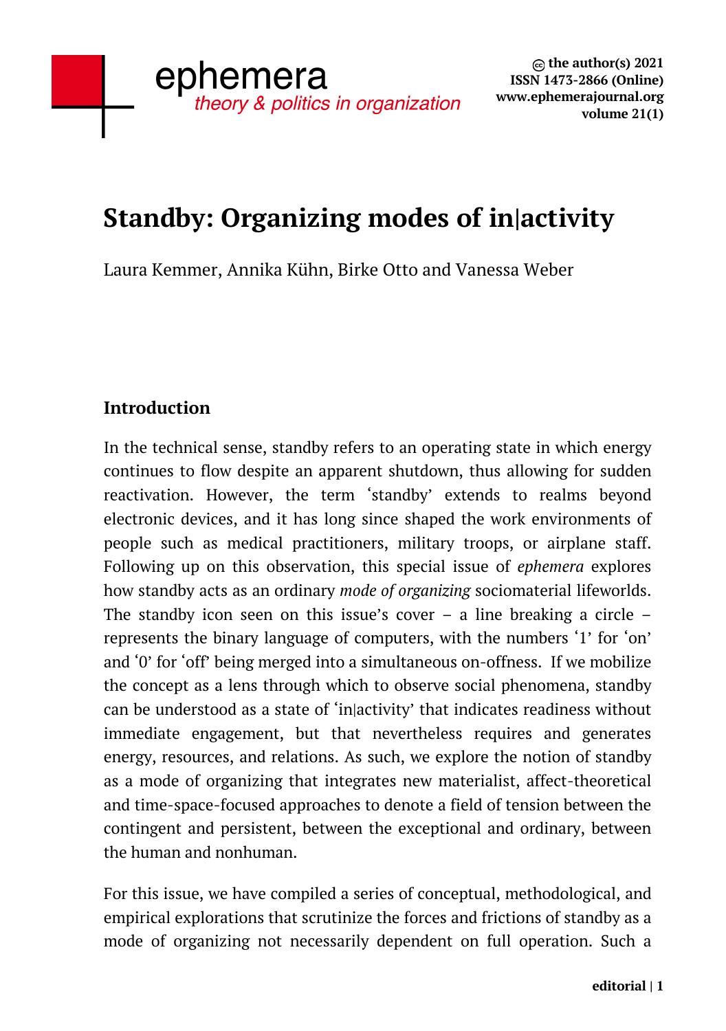# Standby: Organizing modes of in|activity

Laura Kemmer, Annika Kühn, Birke Otto and Vanessa Weber

## Introduction

In the technical sense, standby refers to an operating state in which energy continues to flow despite an apparent shutdown, thus allowing for sudden reactivation. However, the term 'standby' extends to realms beyond electronic devices, and it has long since shaped the work environments of people such as medical practitioners, military troops, or airplane staff. Following up on this observation, this special issue of *ephemera* explores how standby acts as an ordinary *mode of organizing* sociomaterial lifeworlds. The standby icon seen on this issue's cover – a line breaking a circle – represents the binary language of computers, with the numbers '1' for 'on' and '0' for 'off' being merged into a simultaneous on-offness. If we mobilize the concept as a lens through which to observe social phenomena, standby can be understood as a state of 'in|activity' that indicates readiness without immediate engagement, but that nevertheless requires and generates energy, resources, and relations. As such, we explore the notion of standby as a mode of organizing that integrates new materialist, affect-theoretical and time-space-focused approaches to denote a field of tension between the contingent and persistent, between the exceptional and ordinary, between the human and nonhuman.

For this issue, we have compiled a series of conceptual, methodological, and empirical explorations that scrutinize the forces and frictions of standby as a mode of organizing not necessarily dependent on full operation. Such a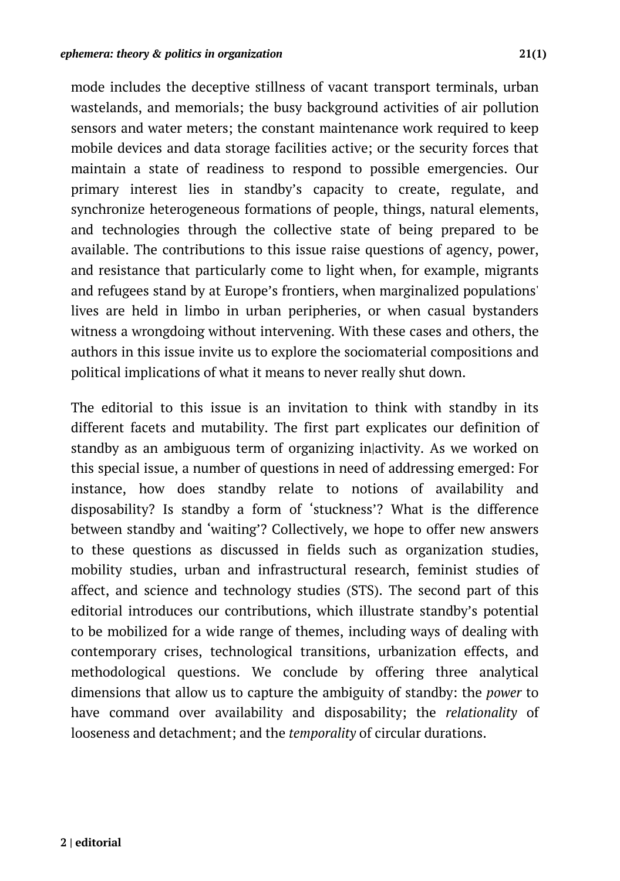mode includes the deceptive stillness of vacant transport terminals, urban wastelands, and memorials; the busy background activities of air pollution sensors and water meters; the constant maintenance work required to keep mobile devices and data storage facilities active; or the security forces that maintain a state of readiness to respond to possible emergencies. Our primary interest lies in standby's capacity to create, regulate, and synchronize heterogeneous formations of people, things, natural elements, and technologies through the collective state of being prepared to be available. The contributions to this issue raise questions of agency, power, and resistance that particularly come to light when, for example, migrants and refugees stand by at Europe's frontiers, when marginalized populations' lives are held in limbo in urban peripheries, or when casual bystanders witness a wrongdoing without intervening. With these cases and others, the authors in this issue invite us to explore the sociomaterial compositions and political implications of what it means to never really shut down.

The editorial to this issue is an invitation to think with standby in its different facets and mutability. The first part explicates our definition of standby as an ambiguous term of organizing in|activity. As we worked on this special issue, a number of questions in need of addressing emerged: For instance, how does standby relate to notions of availability and disposability? Is standby a form of 'stuckness'? What is the difference between standby and 'waiting'? Collectively, we hope to offer new answers to these questions as discussed in fields such as organization studies, mobility studies, urban and infrastructural research, feminist studies of affect, and science and technology studies (STS). The second part of this editorial introduces our contributions, which illustrate standby's potential to be mobilized for a wide range of themes, including ways of dealing with contemporary crises, technological transitions, urbanization effects, and methodological questions. We conclude by offering three analytical dimensions that allow us to capture the ambiguity of standby: the *power* to have command over availability and disposability; the *relationality* of looseness and detachment; and the *temporality* of circular durations.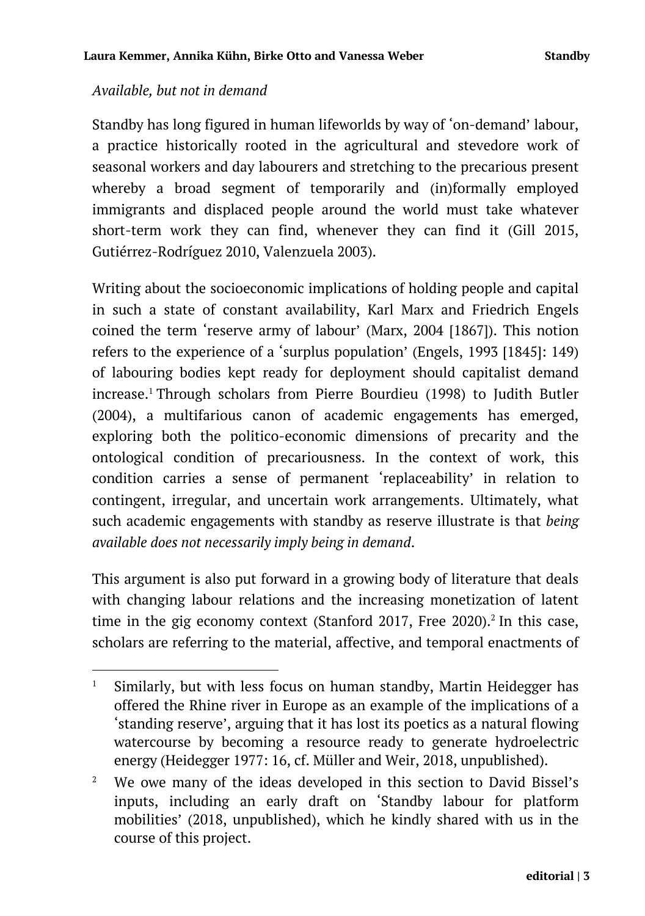*Available, but not in demand*

Standby has long figured in human lifeworlds by way of 'on-demand' labour, a practice historically rooted in the agricultural and stevedore work of seasonal workers and day labourers and stretching to the precarious present whereby a broad segment of temporarily and (in)formally employed immigrants and displaced people around the world must take whatever short-term work they can find, whenever they can find it (Gill 2015, Gutiérrez-Rodríguez 2010, Valenzuela 2003).

Writing about the socioeconomic implications of holding people and capital in such a state of constant availability, Karl Marx and Friedrich Engels coined the term 'reserve army of labour' (Marx, 2004 [1867]). This notion refers to the experience of a 'surplus population' (Engels, 1993 [1845]: 149) of labouring bodies kept ready for deployment should capitalist demand increase.[1] Through scholars from Pierre Bourdieu (1998) to Judith Butler (2004), a multifarious canon of academic engagements has emerged, exploring both the politico-economic dimensions of precarity and the ontological condition of precariousness. In the context of work, this condition carries a sense of permanent 'replaceability' in relation to contingent, irregular, and uncertain work arrangements. Ultimately, what such academic engagements with standby as reserve illustrate is that *being available does not necessarily imply being in demand*.

This argument is also put forward in a growing body of literature that deals with changing labour relations and the increasing monetization of latent time in the gig economy context (Stanford 2017, Free 2020).[2] In this case, scholars are referring to the material, affective, and temporal enactments of

---

[1] Similarly, but with less focus on human standby, Martin Heidegger has offered the Rhine river in Europe as an example of the implications of a 'standing reserve', arguing that it has lost its poetics as a natural flowing watercourse by becoming a resource ready to generate hydroelectric energy (Heidegger 1977: 16, cf. Müller and Weir, 2018, unpublished).

[2] We owe many of the ideas developed in this section to David Bissel's inputs, including an early draft on 'Standby labour for platform mobilities' (2018, unpublished), which he kindly shared with us in the course of this project.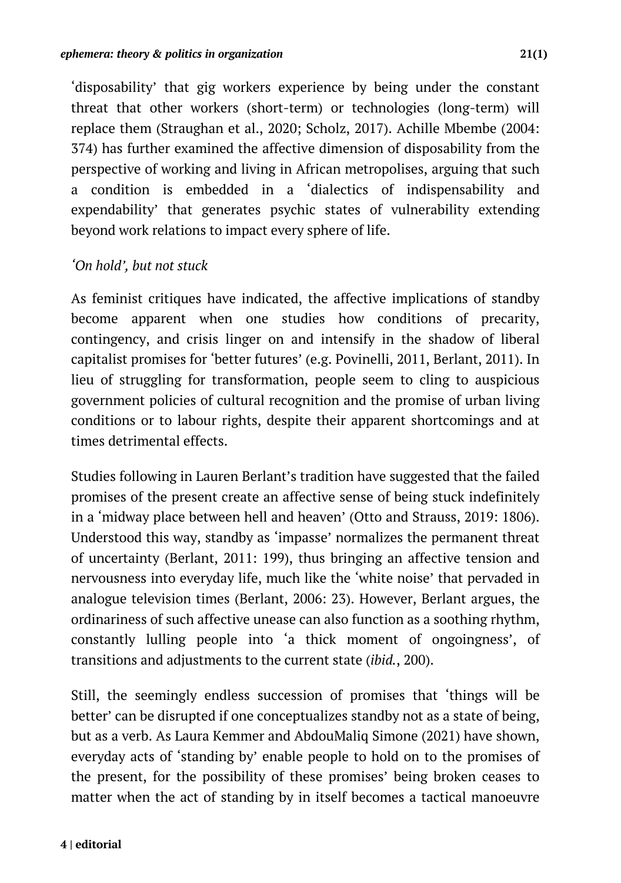'disposability' that gig workers experience by being under the constant threat that other workers (short-term) or technologies (long-term) will replace them (Straughan et al., 2020; Scholz, 2017). Achille Mbembe (2004: 374) has further examined the affective dimension of disposability from the perspective of working and living in African metropolises, arguing that such a condition is embedded in a 'dialectics of indispensability and expendability' that generates psychic states of vulnerability extending beyond work relations to impact every sphere of life.

### *'On hold', but not stuck*

As feminist critiques have indicated, the affective implications of standby become apparent when one studies how conditions of precarity, contingency, and crisis linger on and intensify in the shadow of liberal capitalist promises for 'better futures' (e.g. Povinelli, 2011, Berlant, 2011). In lieu of struggling for transformation, people seem to cling to auspicious government policies of cultural recognition and the promise of urban living conditions or to labour rights, despite their apparent shortcomings and at times detrimental effects.

Studies following in Lauren Berlant's tradition have suggested that the failed promises of the present create an affective sense of being stuck indefinitely in a 'midway place between hell and heaven' (Otto and Strauss, 2019: 1806). Understood this way, standby as 'impasse' normalizes the permanent threat of uncertainty (Berlant, 2011: 199), thus bringing an affective tension and nervousness into everyday life, much like the 'white noise' that pervaded in analogue television times (Berlant, 2006: 23). However, Berlant argues, the ordinariness of such affective unease can also function as a soothing rhythm, constantly lulling people into 'a thick moment of ongoingness', of transitions and adjustments to the current state (*ibid.*, 200).

Still, the seemingly endless succession of promises that 'things will be better' can be disrupted if one conceptualizes standby not as a state of being, but as a verb. As Laura Kemmer and AbdouMaliq Simone (2021) have shown, everyday acts of 'standing by' enable people to hold on to the promises of the present, for the possibility of these promises' being broken ceases to matter when the act of standing by in itself becomes a tactical manoeuvre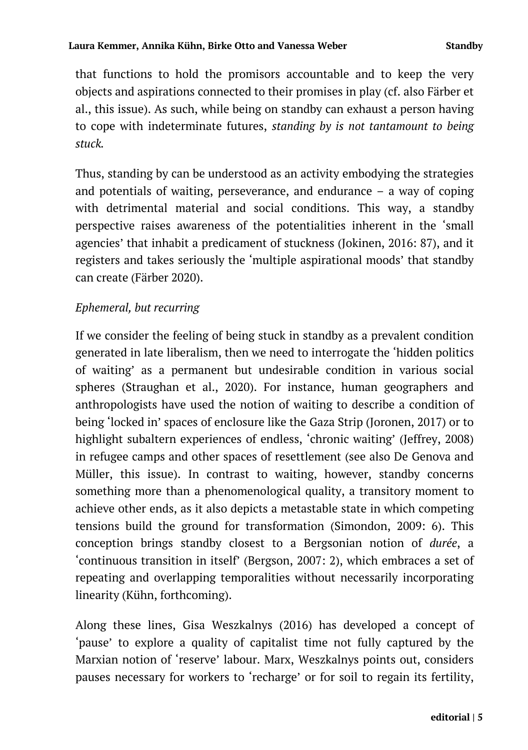that functions to hold the promisors accountable and to keep the very objects and aspirations connected to their promises in play (cf. also Färber et al., this issue). As such, while being on standby can exhaust a person having to cope with indeterminate futures, *standing by is not tantamount to being stuck.*

Thus, standing by can be understood as an activity embodying the strategies and potentials of waiting, perseverance, and endurance – a way of coping with detrimental material and social conditions. This way, a standby perspective raises awareness of the potentialities inherent in the 'small agencies' that inhabit a predicament of stuckness (Jokinen, 2016: 87), and it registers and takes seriously the 'multiple aspirational moods' that standby can create (Färber 2020).

### *Ephemeral, but recurring*

If we consider the feeling of being stuck in standby as a prevalent condition generated in late liberalism, then we need to interrogate the 'hidden politics of waiting' as a permanent but undesirable condition in various social spheres (Straughan et al., 2020). For instance, human geographers and anthropologists have used the notion of waiting to describe a condition of being 'locked in' spaces of enclosure like the Gaza Strip (Joronen, 2017) or to highlight subaltern experiences of endless, 'chronic waiting' (Jeffrey, 2008) in refugee camps and other spaces of resettlement (see also De Genova and Müller, this issue). In contrast to waiting, however, standby concerns something more than a phenomenological quality, a transitory moment to achieve other ends, as it also depicts a metastable state in which competing tensions build the ground for transformation (Simondon, 2009: 6). This conception brings standby closest to a Bergsonian notion of *durée*, a 'continuous transition in itself' (Bergson, 2007: 2), which embraces a set of repeating and overlapping temporalities without necessarily incorporating linearity (Kühn, forthcoming).

Along these lines, Gisa Weszkalnys (2016) has developed a concept of 'pause' to explore a quality of capitalist time not fully captured by the Marxian notion of 'reserve' labour. Marx, Weszkalnys points out, considers pauses necessary for workers to 'recharge' or for soil to regain its fertility,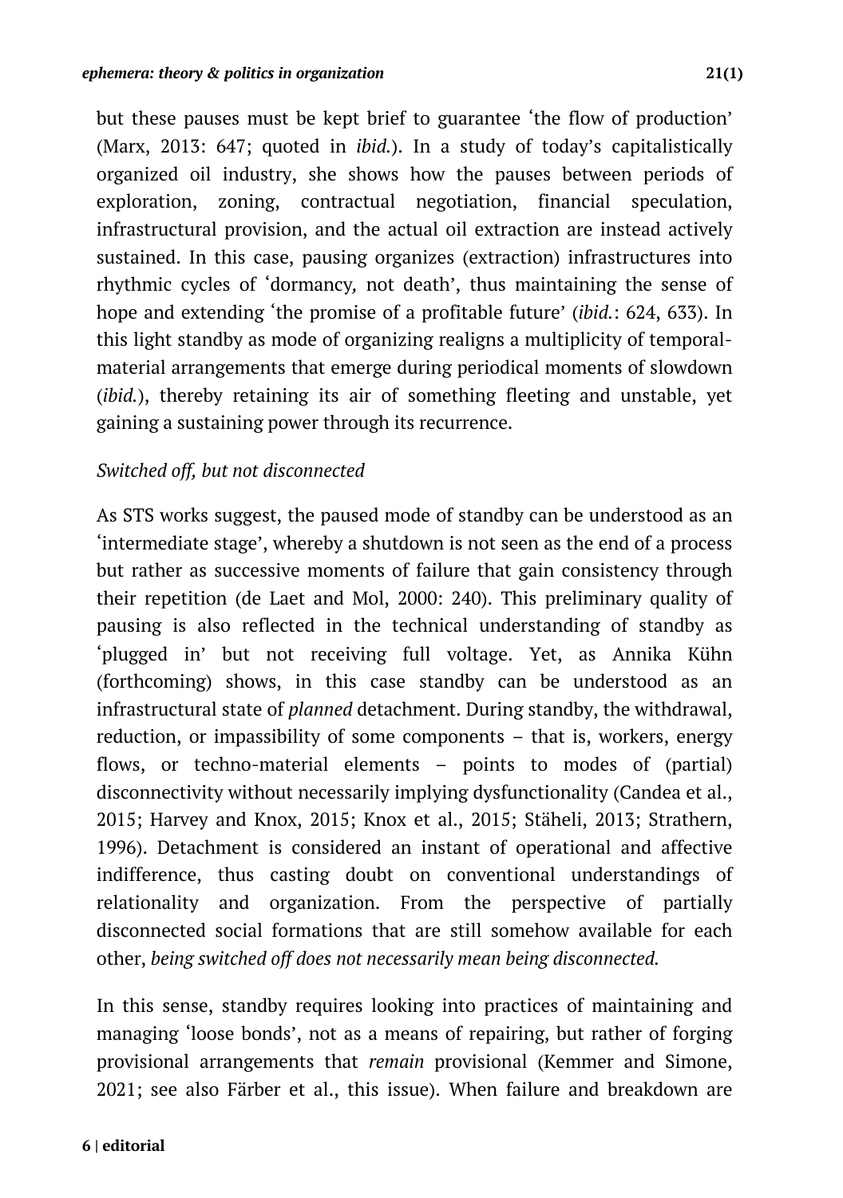but these pauses must be kept brief to guarantee 'the flow of production' (Marx, 2013: 647; quoted in *ibid.*). In a study of today's capitalistically organized oil industry, she shows how the pauses between periods of exploration, zoning, contractual negotiation, financial speculation, infrastructural provision, and the actual oil extraction are instead actively sustained. In this case, pausing organizes (extraction) infrastructures into rhythmic cycles of 'dormancy, not death', thus maintaining the sense of hope and extending 'the promise of a profitable future' (*ibid.*: 624, 633). In this light standby as mode of organizing realigns a multiplicity of temporal-material arrangements that emerge during periodical moments of slowdown (*ibid.*), thereby retaining its air of something fleeting and unstable, yet gaining a sustaining power through its recurrence.

*Switched off, but not disconnected*

As STS works suggest, the paused mode of standby can be understood as an 'intermediate stage', whereby a shutdown is not seen as the end of a process but rather as successive moments of failure that gain consistency through their repetition (de Laet and Mol, 2000: 240). This preliminary quality of pausing is also reflected in the technical understanding of standby as 'plugged in' but not receiving full voltage. Yet, as Annika Kühn (forthcoming) shows, in this case standby can be understood as an infrastructural state of *planned* detachment. During standby, the withdrawal, reduction, or impassibility of some components – that is, workers, energy flows, or techno-material elements – points to modes of (partial) disconnectivity without necessarily implying dysfunctionality (Candea et al., 2015; Harvey and Knox, 2015; Knox et al., 2015; Stäheli, 2013; Strathern, 1996). Detachment is considered an instant of operational and affective indifference, thus casting doubt on conventional understandings of relationality and organization. From the perspective of partially disconnected social formations that are still somehow available for each other, *being switched off does not necessarily mean being disconnected.*

In this sense, standby requires looking into practices of maintaining and managing 'loose bonds', not as a means of repairing, but rather of forging provisional arrangements that *remain* provisional (Kemmer and Simone, 2021; see also Färber et al., this issue). When failure and breakdown are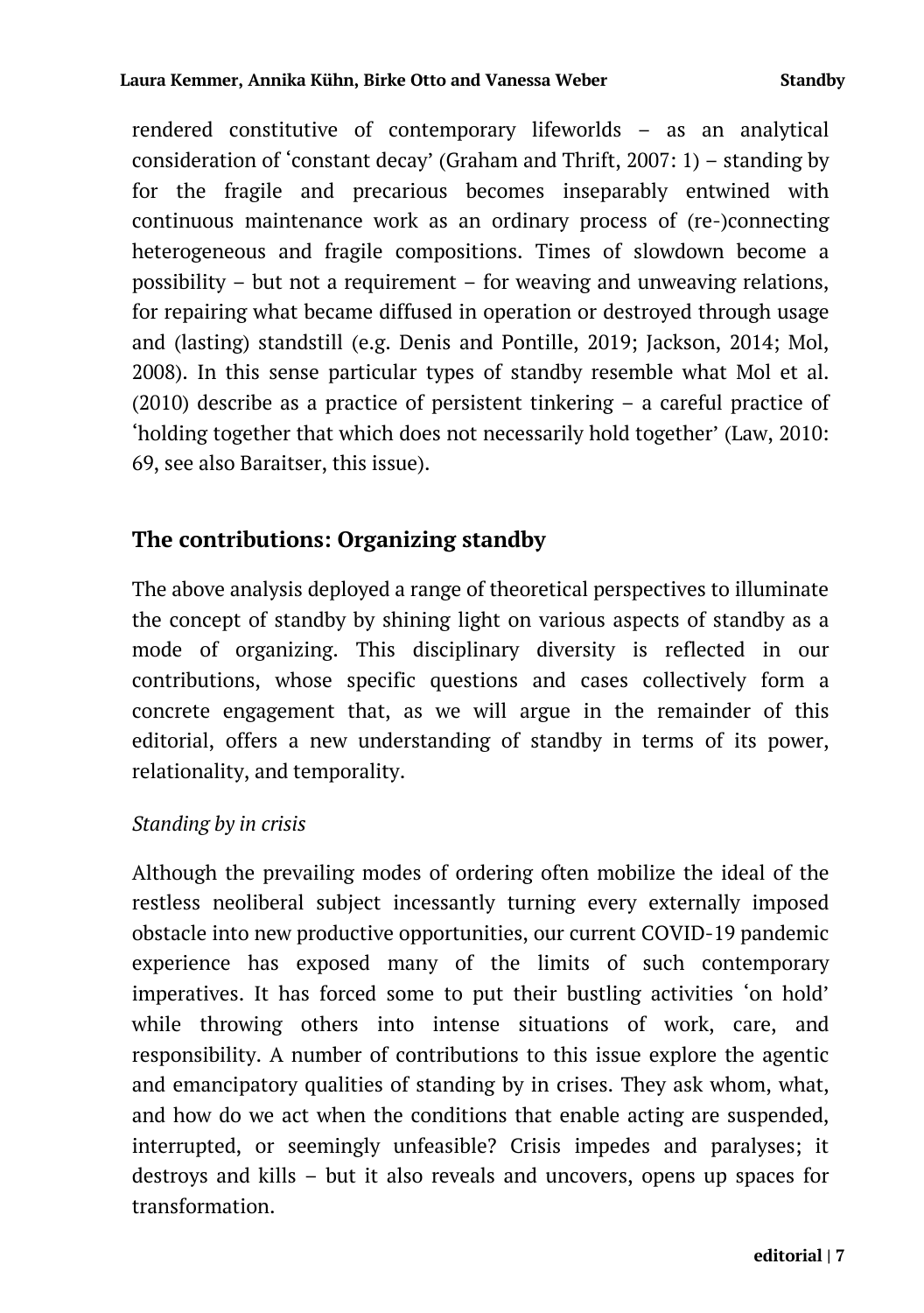rendered constitutive of contemporary lifeworlds – as an analytical consideration of 'constant decay' (Graham and Thrift, 2007: 1) – standing by for the fragile and precarious becomes inseparably entwined with continuous maintenance work as an ordinary process of (re-)connecting heterogeneous and fragile compositions. Times of slowdown become a possibility – but not a requirement – for weaving and unweaving relations, for repairing what became diffused in operation or destroyed through usage and (lasting) standstill (e.g. Denis and Pontille, 2019; Jackson, 2014; Mol, 2008). In this sense particular types of standby resemble what Mol et al. (2010) describe as a practice of persistent tinkering – a careful practice of 'holding together that which does not necessarily hold together' (Law, 2010: 69, see also Baraitser, this issue).

## The contributions: Organizing standby

The above analysis deployed a range of theoretical perspectives to illuminate the concept of standby by shining light on various aspects of standby as a mode of organizing. This disciplinary diversity is reflected in our contributions, whose specific questions and cases collectively form a concrete engagement that, as we will argue in the remainder of this editorial, offers a new understanding of standby in terms of its power, relationality, and temporality.

### *Standing by in crisis*

Although the prevailing modes of ordering often mobilize the ideal of the restless neoliberal subject incessantly turning every externally imposed obstacle into new productive opportunities, our current COVID-19 pandemic experience has exposed many of the limits of such contemporary imperatives. It has forced some to put their bustling activities 'on hold' while throwing others into intense situations of work, care, and responsibility. A number of contributions to this issue explore the agentic and emancipatory qualities of standing by in crises. They ask whom, what, and how do we act when the conditions that enable acting are suspended, interrupted, or seemingly unfeasible? Crisis impedes and paralyses; it destroys and kills – but it also reveals and uncovers, opens up spaces for transformation.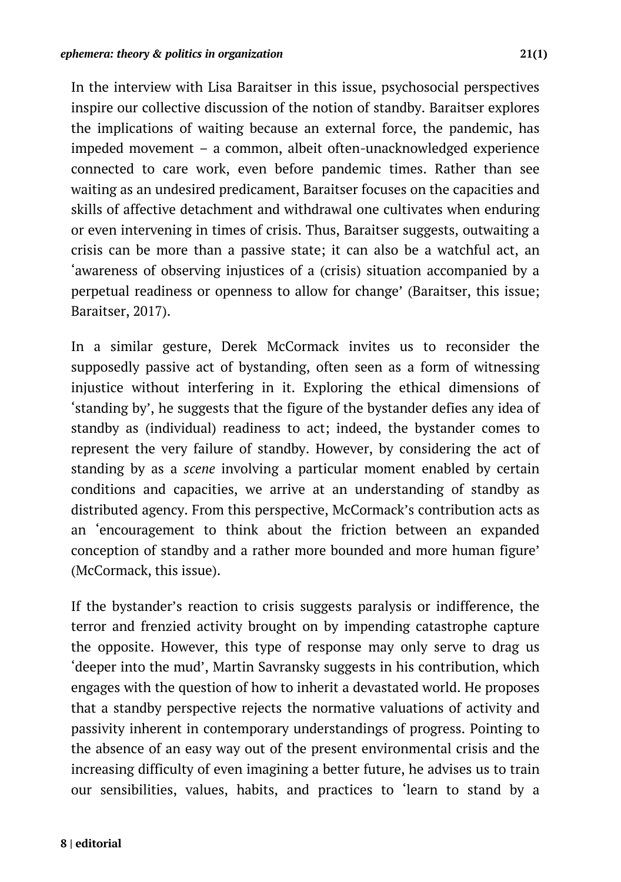In the interview with Lisa Baraitser in this issue, psychosocial perspectives inspire our collective discussion of the notion of standby. Baraitser explores the implications of waiting because an external force, the pandemic, has impeded movement – a common, albeit often-unacknowledged experience connected to care work, even before pandemic times. Rather than see waiting as an undesired predicament, Baraitser focuses on the capacities and skills of affective detachment and withdrawal one cultivates when enduring or even intervening in times of crisis. Thus, Baraitser suggests, outwaiting a crisis can be more than a passive state; it can also be a watchful act, an 'awareness of observing injustices of a (crisis) situation accompanied by a perpetual readiness or openness to allow for change' (Baraitser, this issue; Baraitser, 2017).

In a similar gesture, Derek McCormack invites us to reconsider the supposedly passive act of bystanding, often seen as a form of witnessing injustice without interfering in it. Exploring the ethical dimensions of 'standing by', he suggests that the figure of the bystander defies any idea of standby as (individual) readiness to act; indeed, the bystander comes to represent the very failure of standby. However, by considering the act of standing by as a *scene* involving a particular moment enabled by certain conditions and capacities, we arrive at an understanding of standby as distributed agency. From this perspective, McCormack's contribution acts as an 'encouragement to think about the friction between an expanded conception of standby and a rather more bounded and more human figure' (McCormack, this issue).

If the bystander's reaction to crisis suggests paralysis or indifference, the terror and frenzied activity brought on by impending catastrophe capture the opposite. However, this type of response may only serve to drag us 'deeper into the mud', Martin Savransky suggests in his contribution, which engages with the question of how to inherit a devastated world. He proposes that a standby perspective rejects the normative valuations of activity and passivity inherent in contemporary understandings of progress. Pointing to the absence of an easy way out of the present environmental crisis and the increasing difficulty of even imagining a better future, he advises us to train our sensibilities, values, habits, and practices to 'learn to stand by a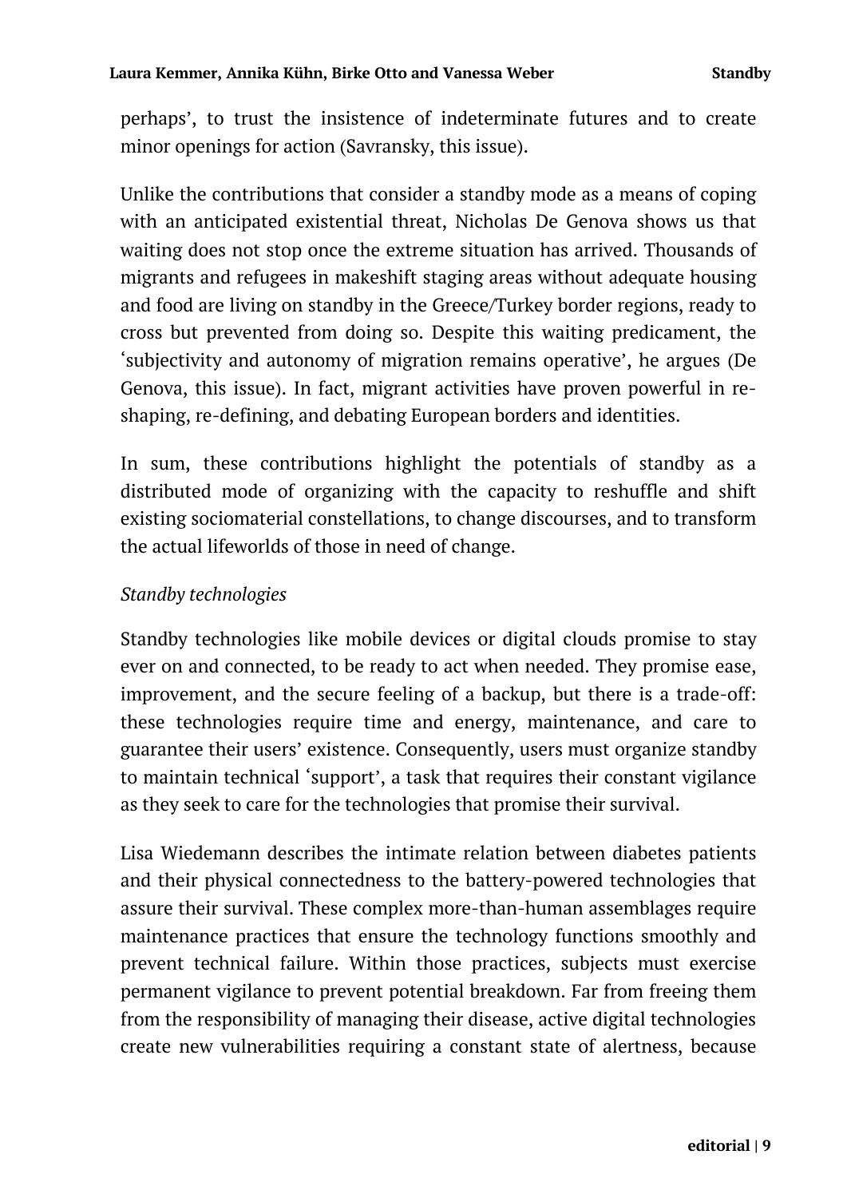perhaps', to trust the insistence of indeterminate futures and to create minor openings for action (Savransky, this issue).

Unlike the contributions that consider a standby mode as a means of coping with an anticipated existential threat, Nicholas De Genova shows us that waiting does not stop once the extreme situation has arrived. Thousands of migrants and refugees in makeshift staging areas without adequate housing and food are living on standby in the Greece/Turkey border regions, ready to cross but prevented from doing so. Despite this waiting predicament, the 'subjectivity and autonomy of migration remains operative', he argues (De Genova, this issue). In fact, migrant activities have proven powerful in re-shaping, re-defining, and debating European borders and identities.

In sum, these contributions highlight the potentials of standby as a distributed mode of organizing with the capacity to reshuffle and shift existing sociomaterial constellations, to change discourses, and to transform the actual lifeworlds of those in need of change.

*Standby technologies*

Standby technologies like mobile devices or digital clouds promise to stay ever on and connected, to be ready to act when needed. They promise ease, improvement, and the secure feeling of a backup, but there is a trade-off: these technologies require time and energy, maintenance, and care to guarantee their users' existence. Consequently, users must organize standby to maintain technical 'support', a task that requires their constant vigilance as they seek to care for the technologies that promise their survival.

Lisa Wiedemann describes the intimate relation between diabetes patients and their physical connectedness to the battery-powered technologies that assure their survival. These complex more-than-human assemblages require maintenance practices that ensure the technology functions smoothly and prevent technical failure. Within those practices, subjects must exercise permanent vigilance to prevent potential breakdown. Far from freeing them from the responsibility of managing their disease, active digital technologies create new vulnerabilities requiring a constant state of alertness, because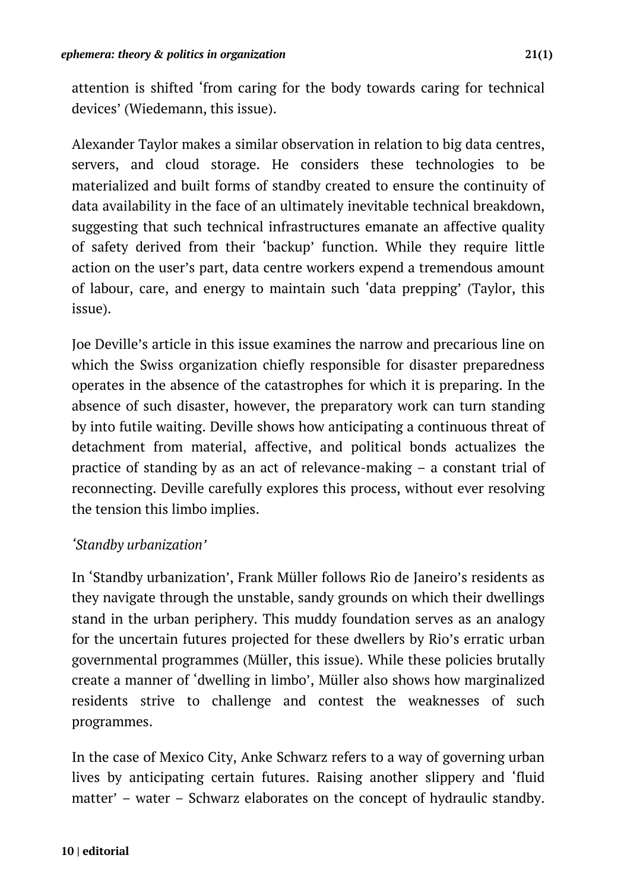attention is shifted 'from caring for the body towards caring for technical devices' (Wiedemann, this issue).

Alexander Taylor makes a similar observation in relation to big data centres, servers, and cloud storage. He considers these technologies to be materialized and built forms of standby created to ensure the continuity of data availability in the face of an ultimately inevitable technical breakdown, suggesting that such technical infrastructures emanate an affective quality of safety derived from their 'backup' function. While they require little action on the user's part, data centre workers expend a tremendous amount of labour, care, and energy to maintain such 'data prepping' (Taylor, this issue).

Joe Deville's article in this issue examines the narrow and precarious line on which the Swiss organization chiefly responsible for disaster preparedness operates in the absence of the catastrophes for which it is preparing. In the absence of such disaster, however, the preparatory work can turn standing by into futile waiting. Deville shows how anticipating a continuous threat of detachment from material, affective, and political bonds actualizes the practice of standing by as an act of relevance-making – a constant trial of reconnecting. Deville carefully explores this process, without ever resolving the tension this limbo implies.

### *'Standby urbanization'*

In 'Standby urbanization', Frank Müller follows Rio de Janeiro's residents as they navigate through the unstable, sandy grounds on which their dwellings stand in the urban periphery. This muddy foundation serves as an analogy for the uncertain futures projected for these dwellers by Rio's erratic urban governmental programmes (Müller, this issue). While these policies brutally create a manner of 'dwelling in limbo', Müller also shows how marginalized residents strive to challenge and contest the weaknesses of such programmes.

In the case of Mexico City, Anke Schwarz refers to a way of governing urban lives by anticipating certain futures. Raising another slippery and 'fluid matter' – water – Schwarz elaborates on the concept of hydraulic standby.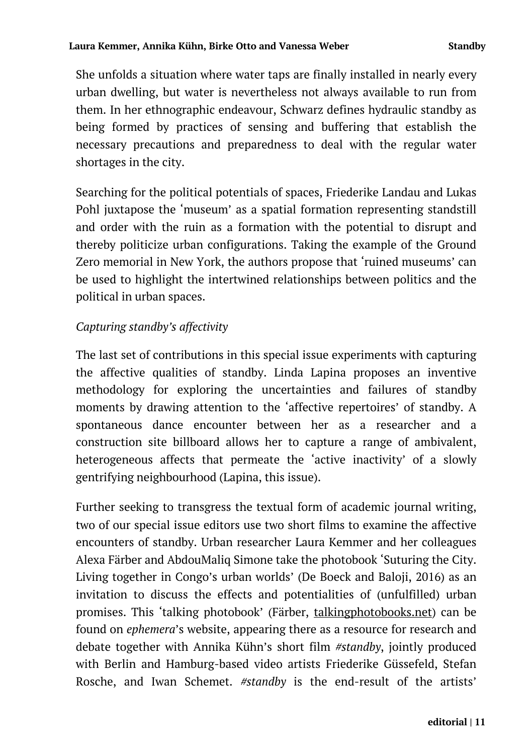She unfolds a situation where water taps are finally installed in nearly every urban dwelling, but water is nevertheless not always available to run from them. In her ethnographic endeavour, Schwarz defines hydraulic standby as being formed by practices of sensing and buffering that establish the necessary precautions and preparedness to deal with the regular water shortages in the city.

Searching for the political potentials of spaces, Friederike Landau and Lukas Pohl juxtapose the 'museum' as a spatial formation representing standstill and order with the ruin as a formation with the potential to disrupt and thereby politicize urban configurations. Taking the example of the Ground Zero memorial in New York, the authors propose that 'ruined museums' can be used to highlight the intertwined relationships between politics and the political in urban spaces.

*Capturing standby's affectivity*

The last set of contributions in this special issue experiments with capturing the affective qualities of standby. Linda Lapina proposes an inventive methodology for exploring the uncertainties and failures of standby moments by drawing attention to the 'affective repertoires' of standby. A spontaneous dance encounter between her as a researcher and a construction site billboard allows her to capture a range of ambivalent, heterogeneous affects that permeate the 'active inactivity' of a slowly gentrifying neighbourhood (Lapina, this issue).

Further seeking to transgress the textual form of academic journal writing, two of our special issue editors use two short films to examine the affective encounters of standby. Urban researcher Laura Kemmer and her colleagues Alexa Färber and AbdouMaliq Simone take the photobook 'Suturing the City. Living together in Congo's urban worlds' (De Boeck and Baloji, 2016) as an invitation to discuss the effects and potentialities of (unfulfilled) urban promises. This 'talking photobook' (Färber, talkingphotobooks.net) can be found on *ephemera*'s website, appearing there as a resource for research and debate together with Annika Kühn's short film *#standby*, jointly produced with Berlin and Hamburg-based video artists Friederike Güssefeld, Stefan Rosche, and Iwan Schemet. *#standby* is the end-result of the artists'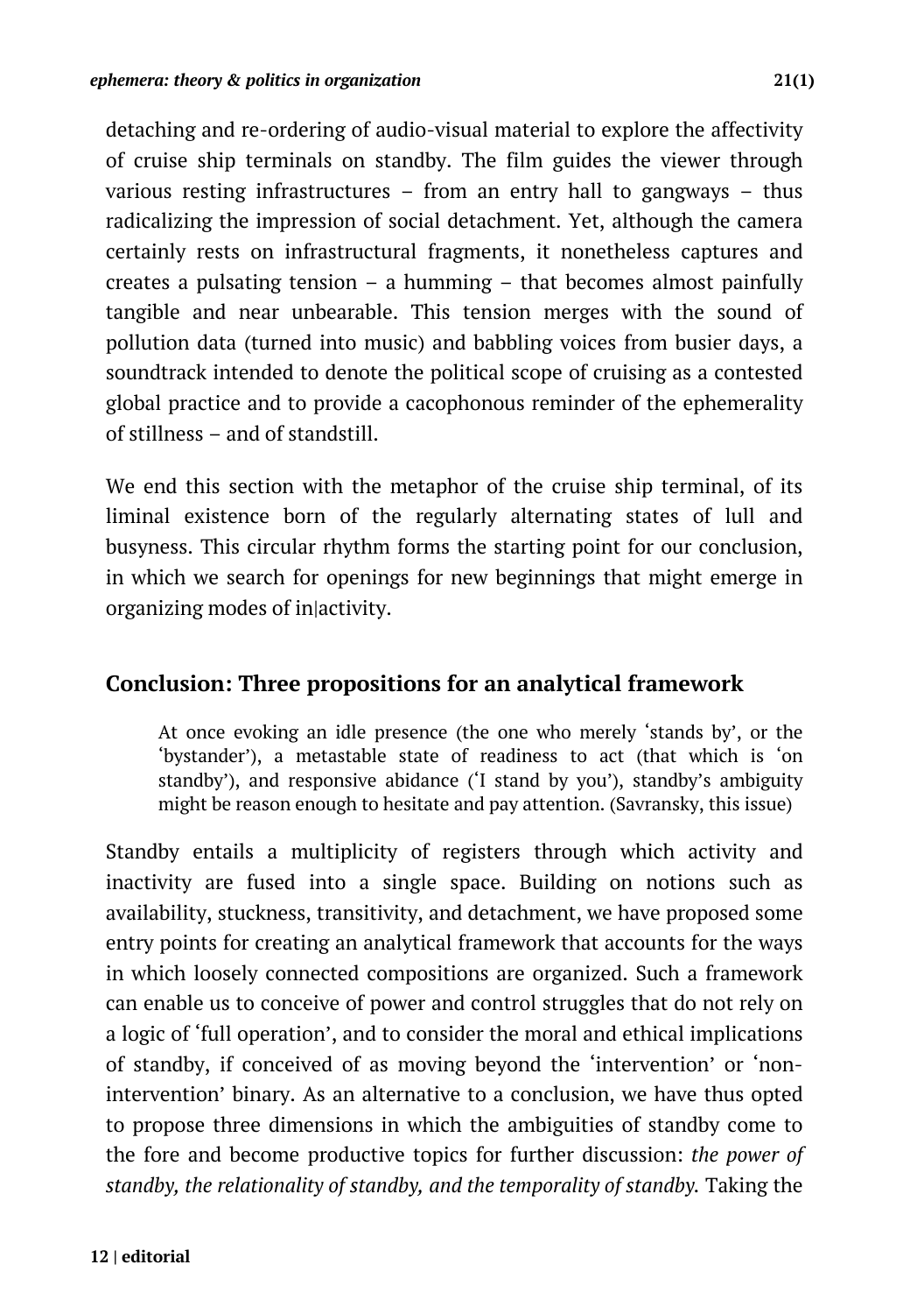detaching and re-ordering of audio-visual material to explore the affectivity of cruise ship terminals on standby. The film guides the viewer through various resting infrastructures – from an entry hall to gangways – thus radicalizing the impression of social detachment. Yet, although the camera certainly rests on infrastructural fragments, it nonetheless captures and creates a pulsating tension – a humming – that becomes almost painfully tangible and near unbearable. This tension merges with the sound of pollution data (turned into music) and babbling voices from busier days, a soundtrack intended to denote the political scope of cruising as a contested global practice and to provide a cacophonous reminder of the ephemerality of stillness – and of standstill.

We end this section with the metaphor of the cruise ship terminal, of its liminal existence born of the regularly alternating states of lull and busyness. This circular rhythm forms the starting point for our conclusion, in which we search for openings for new beginnings that might emerge in organizing modes of in|activity.

## Conclusion: Three propositions for an analytical framework

> At once evoking an idle presence (the one who merely 'stands by', or the 'bystander'), a metastable state of readiness to act (that which is 'on standby'), and responsive abidance ('I stand by you'), standby's ambiguity might be reason enough to hesitate and pay attention. (Savransky, this issue)

Standby entails a multiplicity of registers through which activity and inactivity are fused into a single space. Building on notions such as availability, stuckness, transitivity, and detachment, we have proposed some entry points for creating an analytical framework that accounts for the ways in which loosely connected compositions are organized. Such a framework can enable us to conceive of power and control struggles that do not rely on a logic of 'full operation', and to consider the moral and ethical implications of standby, if conceived of as moving beyond the 'intervention' or 'non-intervention' binary. As an alternative to a conclusion, we have thus opted to propose three dimensions in which the ambiguities of standby come to the fore and become productive topics for further discussion: *the power of standby, the relationality of standby, and the temporality of standby.* Taking the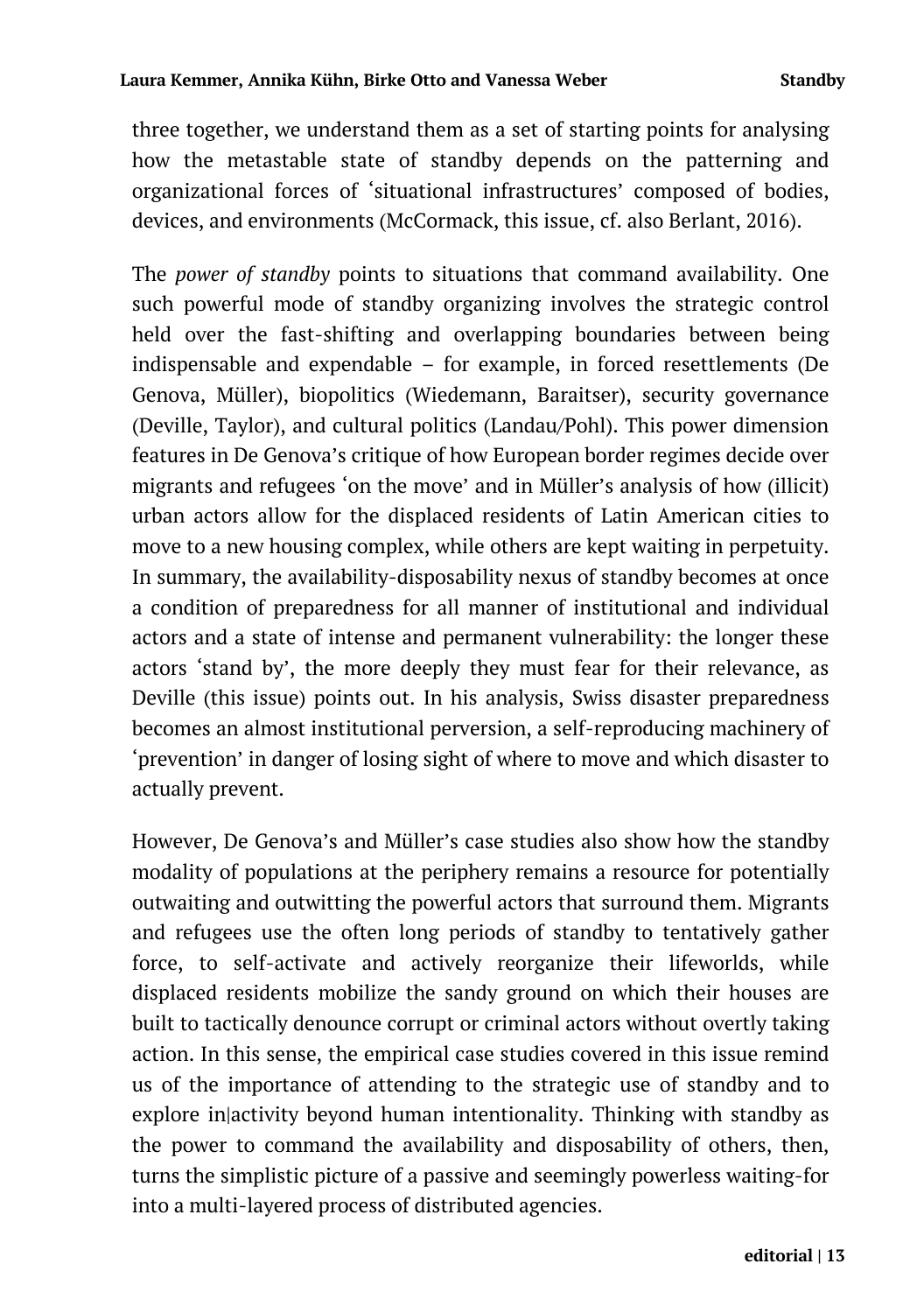three together, we understand them as a set of starting points for analysing how the metastable state of standby depends on the patterning and organizational forces of 'situational infrastructures' composed of bodies, devices, and environments (McCormack, this issue, cf. also Berlant, 2016).

The *power of standby* points to situations that command availability. One such powerful mode of standby organizing involves the strategic control held over the fast-shifting and overlapping boundaries between being indispensable and expendable – for example, in forced resettlements (De Genova, Müller), biopolitics (Wiedemann, Baraitser), security governance (Deville, Taylor), and cultural politics (Landau/Pohl). This power dimension features in De Genova's critique of how European border regimes decide over migrants and refugees 'on the move' and in Müller's analysis of how (illicit) urban actors allow for the displaced residents of Latin American cities to move to a new housing complex, while others are kept waiting in perpetuity. In summary, the availability-disposability nexus of standby becomes at once a condition of preparedness for all manner of institutional and individual actors and a state of intense and permanent vulnerability: the longer these actors 'stand by', the more deeply they must fear for their relevance, as Deville (this issue) points out. In his analysis, Swiss disaster preparedness becomes an almost institutional perversion, a self-reproducing machinery of 'prevention' in danger of losing sight of where to move and which disaster to actually prevent.

However, De Genova's and Müller's case studies also show how the standby modality of populations at the periphery remains a resource for potentially outwaiting and outwitting the powerful actors that surround them. Migrants and refugees use the often long periods of standby to tentatively gather force, to self-activate and actively reorganize their lifeworlds, while displaced residents mobilize the sandy ground on which their houses are built to tactically denounce corrupt or criminal actors without overtly taking action. In this sense, the empirical case studies covered in this issue remind us of the importance of attending to the strategic use of standby and to explore in|activity beyond human intentionality. Thinking with standby as the power to command the availability and disposability of others, then, turns the simplistic picture of a passive and seemingly powerless waiting-for into a multi-layered process of distributed agencies.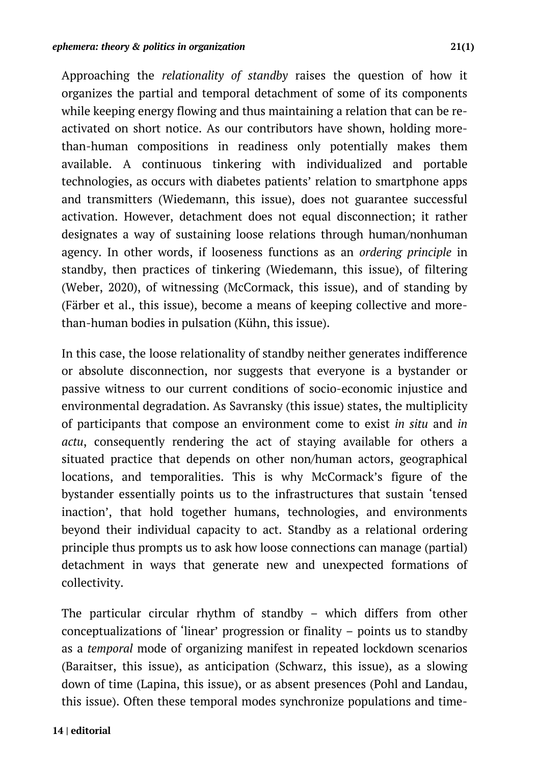Approaching the *relationality of standby* raises the question of how it organizes the partial and temporal detachment of some of its components while keeping energy flowing and thus maintaining a relation that can be re-activated on short notice. As our contributors have shown, holding more-than-human compositions in readiness only potentially makes them available. A continuous tinkering with individualized and portable technologies, as occurs with diabetes patients' relation to smartphone apps and transmitters (Wiedemann, this issue), does not guarantee successful activation. However, detachment does not equal disconnection; it rather designates a way of sustaining loose relations through human/nonhuman agency. In other words, if looseness functions as an *ordering principle* in standby, then practices of tinkering (Wiedemann, this issue), of filtering (Weber, 2020), of witnessing (McCormack, this issue), and of standing by (Färber et al., this issue), become a means of keeping collective and more-than-human bodies in pulsation (Kühn, this issue).

In this case, the loose relationality of standby neither generates indifference or absolute disconnection, nor suggests that everyone is a bystander or passive witness to our current conditions of socio-economic injustice and environmental degradation. As Savransky (this issue) states, the multiplicity of participants that compose an environment come to exist *in situ* and *in actu*, consequently rendering the act of staying available for others a situated practice that depends on other non/human actors, geographical locations, and temporalities. This is why McCormack's figure of the bystander essentially points us to the infrastructures that sustain 'tensed inaction', that hold together humans, technologies, and environments beyond their individual capacity to act. Standby as a relational ordering principle thus prompts us to ask how loose connections can manage (partial) detachment in ways that generate new and unexpected formations of collectivity.

The particular circular rhythm of standby – which differs from other conceptualizations of 'linear' progression or finality – points us to standby as a *temporal* mode of organizing manifest in repeated lockdown scenarios (Baraitser, this issue), as anticipation (Schwarz, this issue), as a slowing down of time (Lapina, this issue), or as absent presences (Pohl and Landau, this issue). Often these temporal modes synchronize populations and time-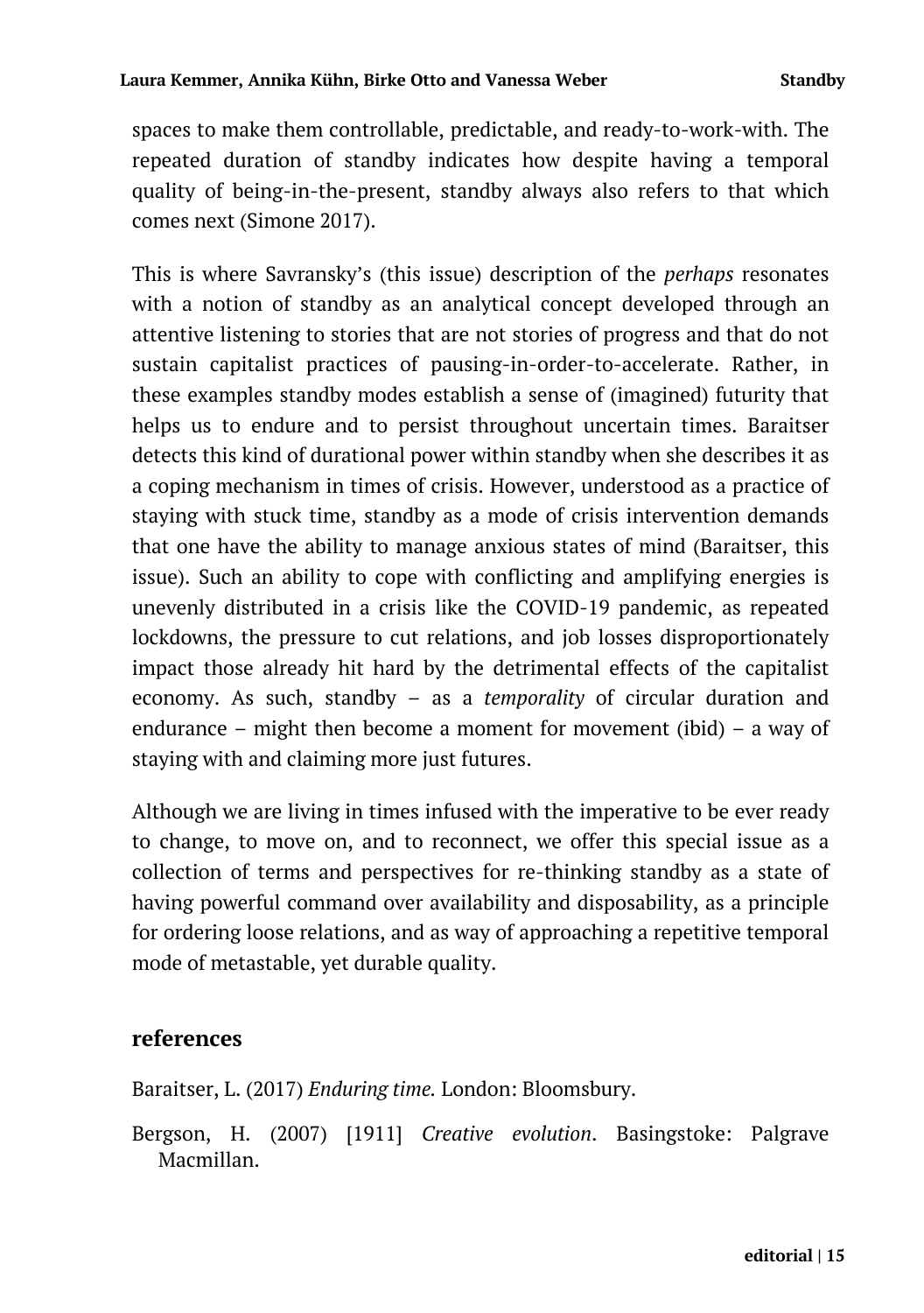spaces to make them controllable, predictable, and ready-to-work-with. The repeated duration of standby indicates how despite having a temporal quality of being-in-the-present, standby always also refers to that which comes next (Simone 2017).

This is where Savransky's (this issue) description of the *perhaps* resonates with a notion of standby as an analytical concept developed through an attentive listening to stories that are not stories of progress and that do not sustain capitalist practices of pausing-in-order-to-accelerate. Rather, in these examples standby modes establish a sense of (imagined) futurity that helps us to endure and to persist throughout uncertain times. Baraitser detects this kind of durational power within standby when she describes it as a coping mechanism in times of crisis. However, understood as a practice of staying with stuck time, standby as a mode of crisis intervention demands that one have the ability to manage anxious states of mind (Baraitser, this issue). Such an ability to cope with conflicting and amplifying energies is unevenly distributed in a crisis like the COVID-19 pandemic, as repeated lockdowns, the pressure to cut relations, and job losses disproportionately impact those already hit hard by the detrimental effects of the capitalist economy. As such, standby – as a *temporality* of circular duration and endurance – might then become a moment for movement (ibid) – a way of staying with and claiming more just futures.

Although we are living in times infused with the imperative to be ever ready to change, to move on, and to reconnect, we offer this special issue as a collection of terms and perspectives for re-thinking standby as a state of having powerful command over availability and disposability, as a principle for ordering loose relations, and as way of approaching a repetitive temporal mode of metastable, yet durable quality.

## references

Baraitser, L. (2017) *Enduring time.* London: Bloomsbury.

Bergson, H. (2007) [1911] *Creative evolution*. Basingstoke: Palgrave Macmillan.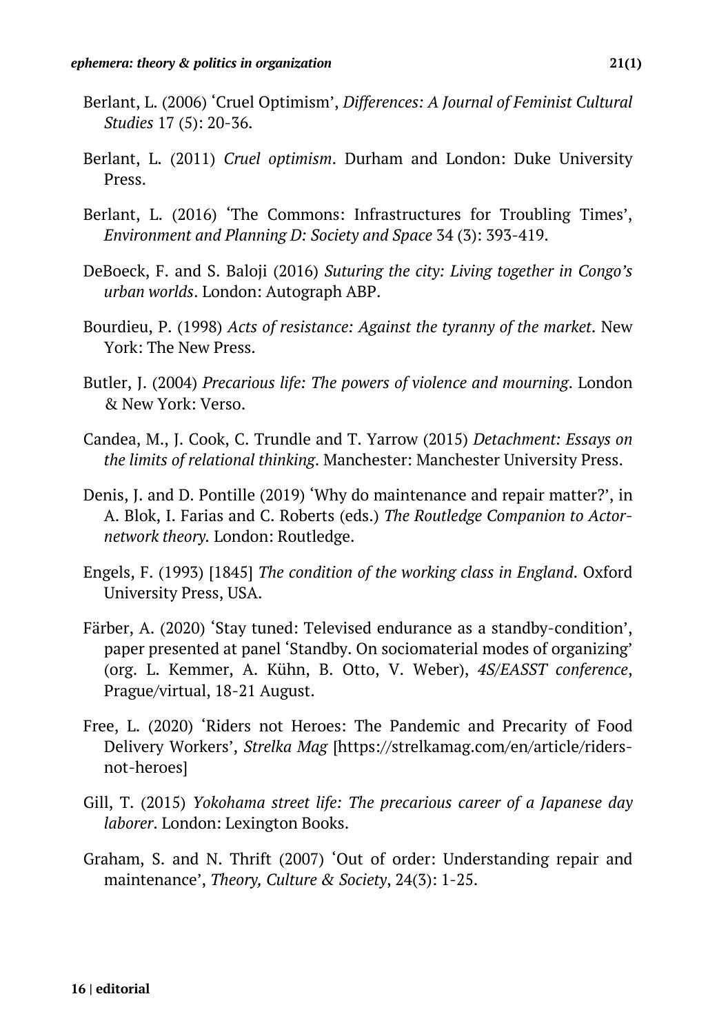Berlant, L. (2006) 'Cruel Optimism', *Differences: A Journal of Feminist Cultural Studies* 17 (5): 20-36.

Berlant, L. (2011) *Cruel optimism*. Durham and London: Duke University Press.

Berlant, L. (2016) 'The Commons: Infrastructures for Troubling Times', *Environment and Planning D: Society and Space* 34 (3): 393-419.

DeBoeck, F. and S. Baloji (2016) *Suturing the city: Living together in Congo's urban worlds*. London: Autograph ABP.

Bourdieu, P. (1998) *Acts of resistance: Against the tyranny of the market*. New York: The New Press.

Butler, J. (2004) *Precarious life: The powers of violence and mourning*. London & New York: Verso.

Candea, M., J. Cook, C. Trundle and T. Yarrow (2015) *Detachment: Essays on the limits of relational thinking*. Manchester: Manchester University Press.

Denis, J. and D. Pontille (2019) 'Why do maintenance and repair matter?', in A. Blok, I. Farias and C. Roberts (eds.) *The Routledge Companion to Actor-network theory*. London: Routledge.

Engels, F. (1993) [1845] *The condition of the working class in England*. Oxford University Press, USA.

Färber, A. (2020) 'Stay tuned: Televised endurance as a standby-condition', paper presented at panel 'Standby. On sociomaterial modes of organizing' (org. L. Kemmer, A. Kühn, B. Otto, V. Weber), *4S/EASST conference*, Prague/virtual, 18-21 August.

Free, L. (2020) 'Riders not Heroes: The Pandemic and Precarity of Food Delivery Workers', *Strelka Mag* [https://strelkamag.com/en/article/riders-not-heroes]

Gill, T. (2015) *Yokohama street life: The precarious career of a Japanese day laborer*. London: Lexington Books.

Graham, S. and N. Thrift (2007) 'Out of order: Understanding repair and maintenance', *Theory, Culture & Society*, 24(3): 1-25.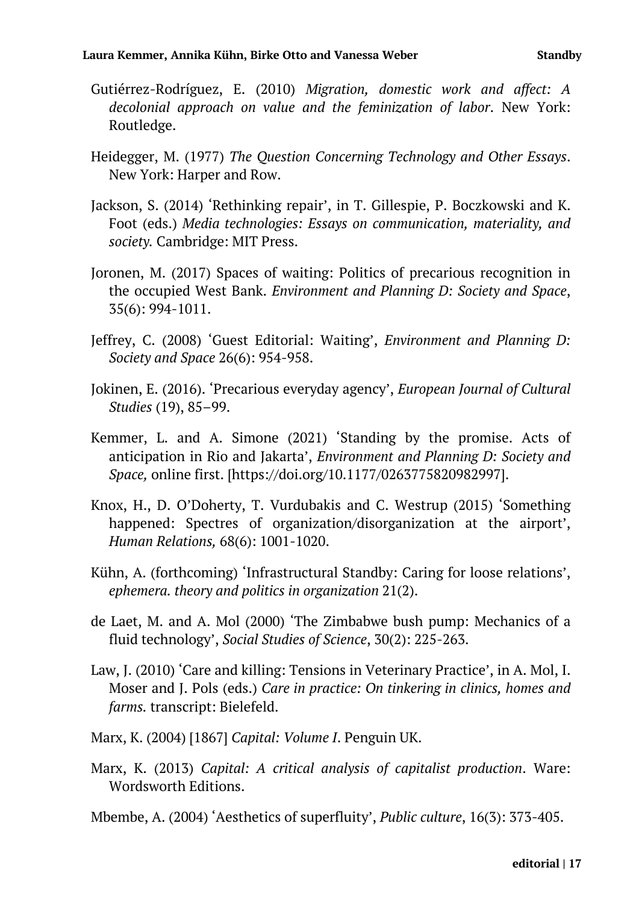Gutiérrez-Rodríguez, E. (2010) *Migration, domestic work and affect: A decolonial approach on value and the feminization of labor*. New York: Routledge.

Heidegger, M. (1977) *The Question Concerning Technology and Other Essays*. New York: Harper and Row.

Jackson, S. (2014) 'Rethinking repair', in T. Gillespie, P. Boczkowski and K. Foot (eds.) *Media technologies: Essays on communication, materiality, and society.* Cambridge: MIT Press.

Joronen, M. (2017) Spaces of waiting: Politics of precarious recognition in the occupied West Bank. *Environment and Planning D: Society and Space*, 35(6): 994-1011.

Jeffrey, C. (2008) 'Guest Editorial: Waiting', *Environment and Planning D: Society and Space* 26(6): 954-958.

Jokinen, E. (2016). 'Precarious everyday agency', *European Journal of Cultural Studies* (19), 85–99.

Kemmer, L. and A. Simone (2021) 'Standing by the promise. Acts of anticipation in Rio and Jakarta', *Environment and Planning D: Society and Space,* online first. [https://doi.org/10.1177/0263775820982997].

Knox, H., D. O'Doherty, T. Vurdubakis and C. Westrup (2015) 'Something happened: Spectres of organization/disorganization at the airport', *Human Relations,* 68(6): 1001-1020.

Kühn, A. (forthcoming) 'Infrastructural Standby: Caring for loose relations', *ephemera. theory and politics in organization* 21(2).

de Laet, M. and A. Mol (2000) 'The Zimbabwe bush pump: Mechanics of a fluid technology', *Social Studies of Science*, 30(2): 225-263.

Law, J. (2010) 'Care and killing: Tensions in Veterinary Practice', in A. Mol, I. Moser and J. Pols (eds.) *Care in practice: On tinkering in clinics, homes and farms.* transcript: Bielefeld.

Marx, K. (2004) [1867] *Capital: Volume I*. Penguin UK.

Marx, K. (2013) *Capital: A critical analysis of capitalist production*. Ware: Wordsworth Editions.

Mbembe, A. (2004) 'Aesthetics of superfluity', *Public culture*, 16(3): 373-405.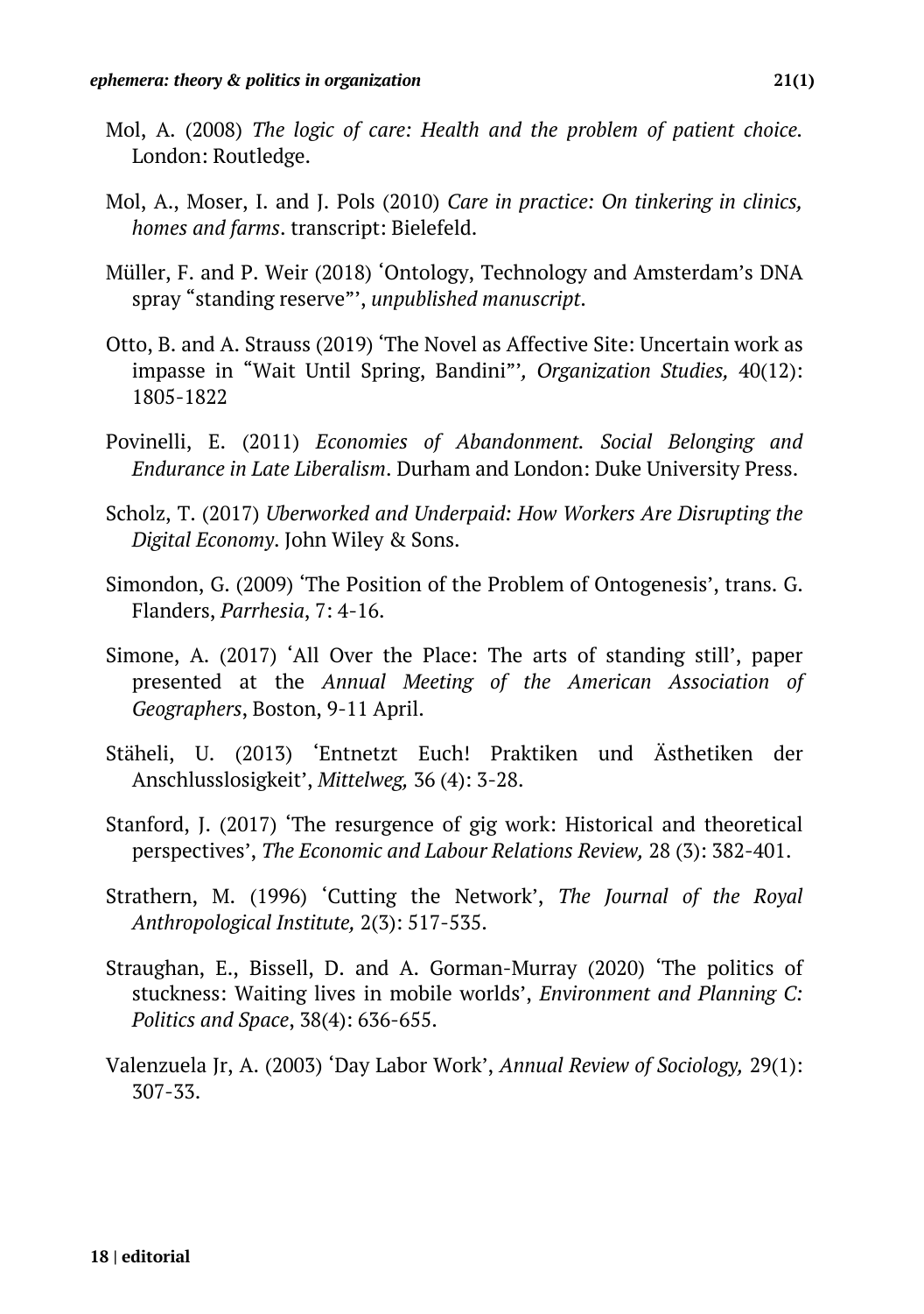Mol, A. (2008) *The logic of care: Health and the problem of patient choice*. London: Routledge.

Mol, A., Moser, I. and J. Pols (2010) *Care in practice: On tinkering in clinics, homes and farms*. transcript: Bielefeld.

Müller, F. and P. Weir (2018) 'Ontology, Technology and Amsterdam's DNA spray "standing reserve"', *unpublished manuscript*.

Otto, B. and A. Strauss (2019) 'The Novel as Affective Site: Uncertain work as impasse in "Wait Until Spring, Bandini"', *Organization Studies,* 40(12): 1805-1822

Povinelli, E. (2011) *Economies of Abandonment. Social Belonging and Endurance in Late Liberalism*. Durham and London: Duke University Press.

Scholz, T. (2017) *Uberworked and Underpaid: How Workers Are Disrupting the Digital Economy*. John Wiley & Sons.

Simondon, G. (2009) 'The Position of the Problem of Ontogenesis', trans. G. Flanders, *Parrhesia*, 7: 4-16.

Simone, A. (2017) 'All Over the Place: The arts of standing still', paper presented at the *Annual Meeting of the American Association of Geographers*, Boston, 9-11 April.

Stäheli, U. (2013) 'Entnetzt Euch! Praktiken und Ästhetiken der Anschlusslosigkeit', *Mittelweg,* 36 (4): 3-28.

Stanford, J. (2017) 'The resurgence of gig work: Historical and theoretical perspectives', *The Economic and Labour Relations Review,* 28 (3): 382-401.

Strathern, M. (1996) 'Cutting the Network', *The Journal of the Royal Anthropological Institute,* 2(3): 517-535.

Straughan, E., Bissell, D. and A. Gorman-Murray (2020) 'The politics of stuckness: Waiting lives in mobile worlds', *Environment and Planning C: Politics and Space*, 38(4): 636-655.

Valenzuela Jr, A. (2003) 'Day Labor Work', *Annual Review of Sociology,* 29(1): 307-33.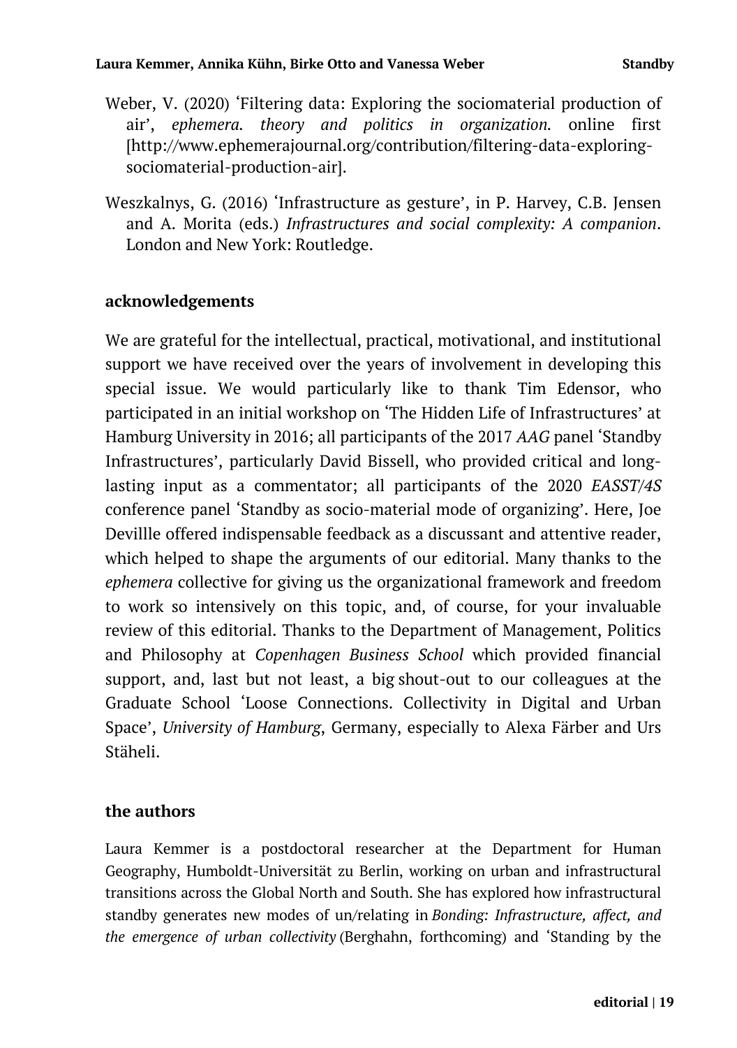Weber, V. (2020) 'Filtering data: Exploring the sociomaterial production of air', *ephemera. theory and politics in organization.* online first [http://www.ephemerajournal.org/contribution/filtering-data-exploring-sociomaterial-production-air].

Weszkalnys, G. (2016) 'Infrastructure as gesture', in P. Harvey, C.B. Jensen and A. Morita (eds.) *Infrastructures and social complexity: A companion*. London and New York: Routledge.

## acknowledgements

We are grateful for the intellectual, practical, motivational, and institutional support we have received over the years of involvement in developing this special issue. We would particularly like to thank Tim Edensor, who participated in an initial workshop on 'The Hidden Life of Infrastructures' at Hamburg University in 2016; all participants of the 2017 *AAG* panel 'Standby Infrastructures', particularly David Bissell, who provided critical and long-lasting input as a commentator; all participants of the 2020 *EASST/4S* conference panel 'Standby as socio-material mode of organizing'. Here, Joe Devillle offered indispensable feedback as a discussant and attentive reader, which helped to shape the arguments of our editorial. Many thanks to the *ephemera* collective for giving us the organizational framework and freedom to work so intensively on this topic, and, of course, for your invaluable review of this editorial. Thanks to the Department of Management, Politics and Philosophy at *Copenhagen Business School* which provided financial support, and, last but not least, a big shout-out to our colleagues at the Graduate School 'Loose Connections. Collectivity in Digital and Urban Space', *University of Hamburg*, Germany, especially to Alexa Färber and Urs Stäheli.

## the authors

Laura Kemmer is a postdoctoral researcher at the Department for Human Geography, Humboldt-Universität zu Berlin, working on urban and infrastructural transitions across the Global North and South. She has explored how infrastructural standby generates new modes of un/relating in *Bonding: Infrastructure, affect, and the emergence of urban collectivity* (Berghahn, forthcoming) and 'Standing by the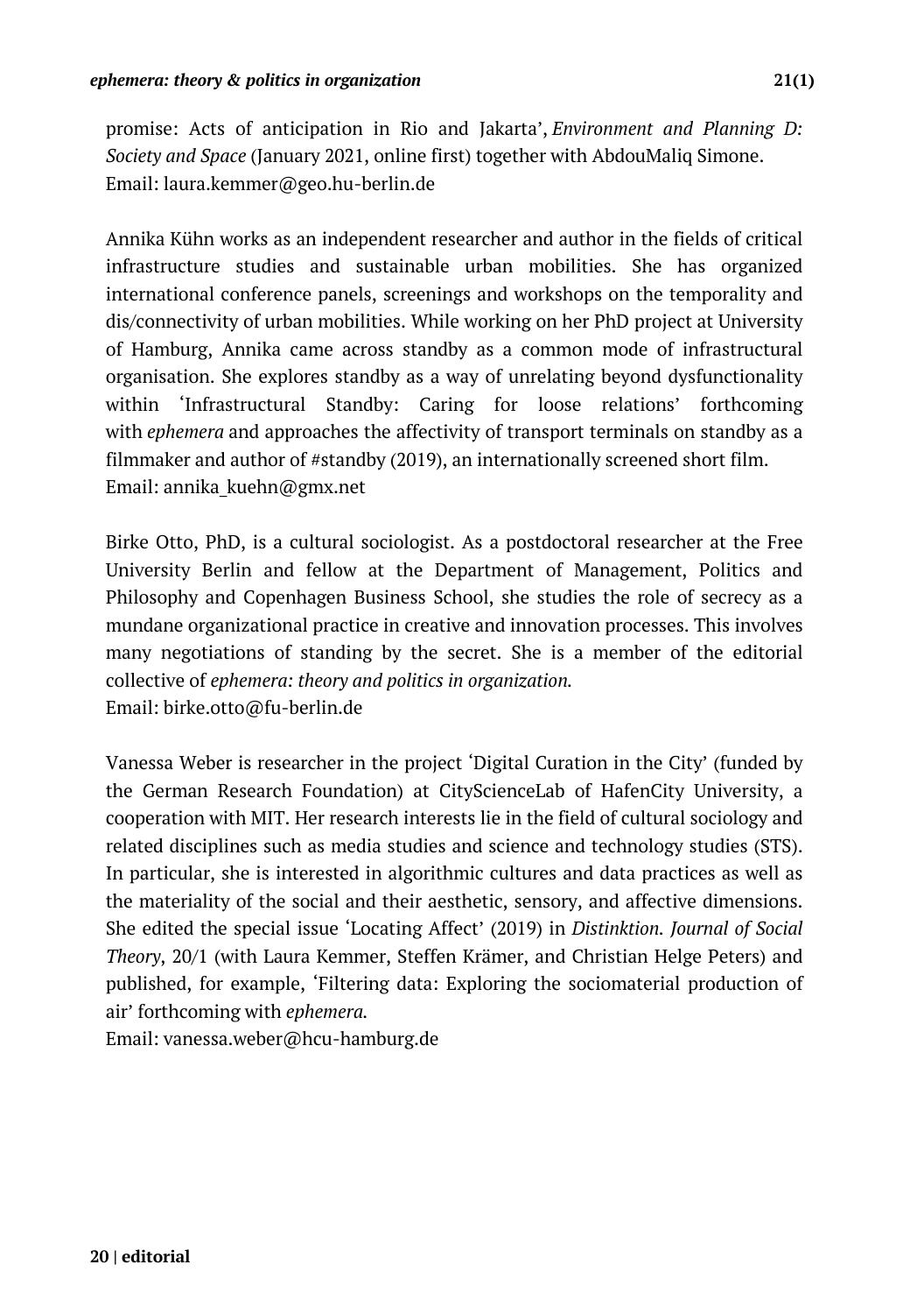promise: Acts of anticipation in Rio and Jakarta', *Environment and Planning D: Society and Space* (January 2021, online first) together with AbdouMaliq Simone.
Email: laura.kemmer@geo.hu-berlin.de

Annika Kühn works as an independent researcher and author in the fields of critical infrastructure studies and sustainable urban mobilities. She has organized international conference panels, screenings and workshops on the temporality and dis/connectivity of urban mobilities. While working on her PhD project at University of Hamburg, Annika came across standby as a common mode of infrastructural organisation. She explores standby as a way of unrelating beyond dysfunctionality within 'Infrastructural Standby: Caring for loose relations' forthcoming with *ephemera* and approaches the affectivity of transport terminals on standby as a filmmaker and author of #standby (2019), an internationally screened short film.
Email: annika_kuehn@gmx.net

Birke Otto, PhD, is a cultural sociologist. As a postdoctoral researcher at the Free University Berlin and fellow at the Department of Management, Politics and Philosophy and Copenhagen Business School, she studies the role of secrecy as a mundane organizational practice in creative and innovation processes. This involves many negotiations of standing by the secret. She is a member of the editorial collective of *ephemera: theory and politics in organization.*
Email: birke.otto@fu-berlin.de

Vanessa Weber is researcher in the project 'Digital Curation in the City' (funded by the German Research Foundation) at CityScienceLab of HafenCity University, a cooperation with MIT. Her research interests lie in the field of cultural sociology and related disciplines such as media studies and science and technology studies (STS). In particular, she is interested in algorithmic cultures and data practices as well as the materiality of the social and their aesthetic, sensory, and affective dimensions. She edited the special issue 'Locating Affect' (2019) in *Distinktion. Journal of Social Theory*, 20/1 (with Laura Kemmer, Steffen Krämer, and Christian Helge Peters) and published, for example, 'Filtering data: Exploring the sociomaterial production of air' forthcoming with *ephemera.*
Email: vanessa.weber@hcu-hamburg.de